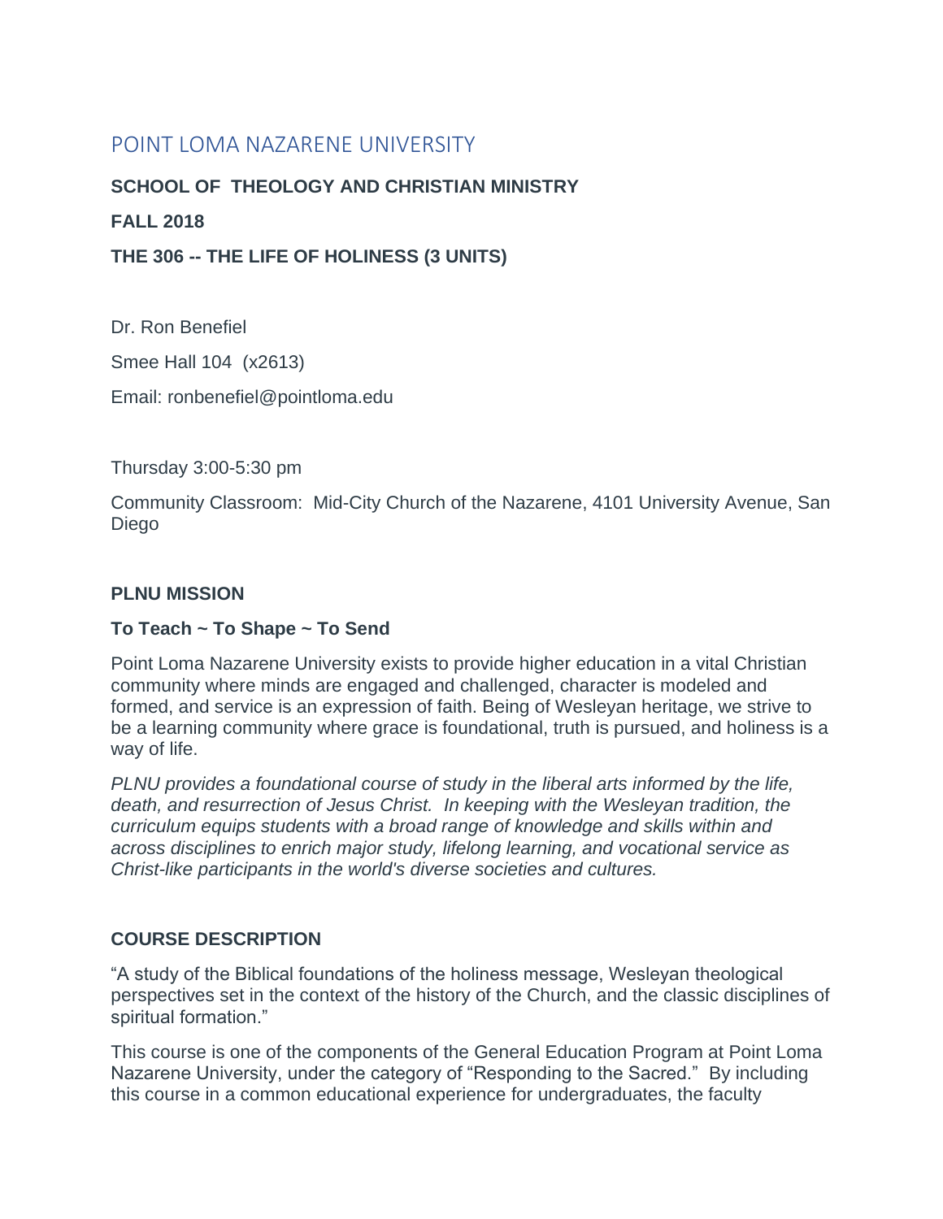# POINT LOMA NAZARENE UNIVERSITY

**SCHOOL OF THEOLOGY AND CHRISTIAN MINISTRY**

**FALL 2018**

**THE 306 -- THE LIFE OF HOLINESS (3 UNITS)**

Dr. Ron Benefiel

Smee Hall 104 (x2613)

Email: ronbenefiel@pointloma.edu

Thursday 3:00-5:30 pm

Community Classroom: Mid-City Church of the Nazarene, 4101 University Avenue, San Diego

## PLNU MISSION

### To Teach ~ To Shape ~ To Send

Point Loma Nazarene University exists to provide higher education in a vital Christian community where minds are engaged and challenged, character is modeled and formed, and service is an expression of faith. Being of Wesleyan heritage, we strive to be a learning community where grace is foundational, truth is pursued, and holiness is a way of life.

*PLNU provides a foundational course of study in the liberal arts informed by the life, death, and resurrection of Jesus Christ. In keeping with the Wesleyan tradition, the curriculum equips students with a broad range of knowledge and skills within and across disciplines to enrich major study, lifelong learning, and vocational service as Christ-like participants in the world's diverse societies and cultures.*

## COURSE DESCRIPTION

"A study of the Biblical foundations of the holiness message, Wesleyan theological perspectives set in the context of the history of the Church, and the classic disciplines of spiritual formation."

This course is one of the components of the General Education Program at Point Loma Nazarene University, under the category of "Responding to the Sacred." By including this course in a common educational experience for undergraduates, the faculty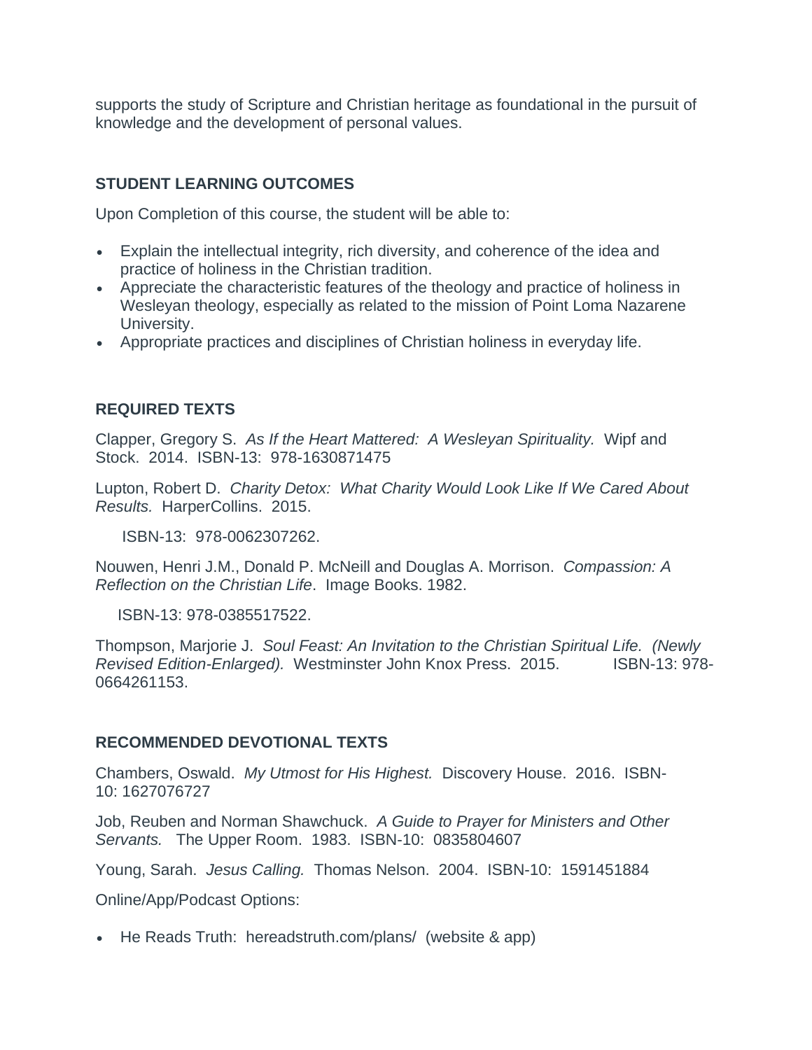supports the study of Scripture and Christian heritage as foundational in the pursuit of knowledge and the development of personal values.

## STUDENT LEARNING OUTCOMES

Upon Completion of this course, the student will be able to:

- Explain the intellectual integrity, rich diversity, and coherence of the idea and practice of holiness in the Christian tradition.
- Appreciate the characteristic features of the theology and practice of holiness in Wesleyan theology, especially as related to the mission of Point Loma Nazarene University.
- Appropriate practices and disciplines of Christian holiness in everyday life.

## REQUIRED TEXTS

Clapper, Gregory S. *As If the Heart Mattered: A Wesleyan Spirituality.* Wipf and Stock. 2014. ISBN-13: 978-1630871475

Lupton, Robert D. *Charity Detox: What Charity Would Look Like If We Cared About Results.* HarperCollins. 2015.

ISBN-13: 978-0062307262.

Nouwen, Henri J.M., Donald P. McNeill and Douglas A. Morrison. *Compassion: A Reflection on the Christian Life*. Image Books. 1982.

ISBN-13: 978-0385517522.

Thompson, Marjorie J. *Soul Feast: An Invitation to the Christian Spiritual Life. (Newly Revised Edition-Enlarged).* Westminster John Knox Press. 2015. ISBN-13: 978-0664261153.

## RECOMMENDED DEVOTIONAL TEXTS

Chambers, Oswald. *My Utmost for His Highest.* Discovery House. 2016. ISBN-10: 1627076727

Job, Reuben and Norman Shawchuck. *A Guide to Prayer for Ministers and Other Servants.* The Upper Room. 1983. ISBN-10: 0835804607

Young, Sarah. *Jesus Calling.* Thomas Nelson. 2004. ISBN-10: 1591451884

Online/App/Podcast Options:

- He Reads Truth: hereadstruth.com/plans/ (website & app)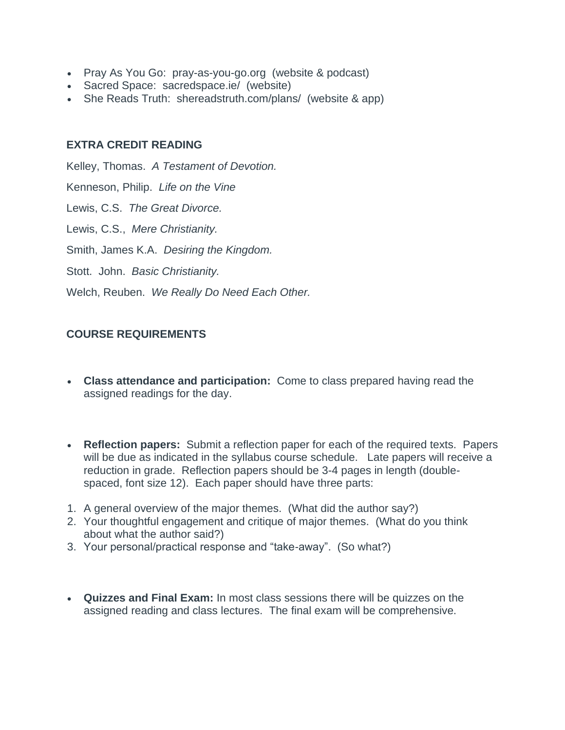- Pray As You Go: pray-as-you-go.org (website & podcast)
- Sacred Space: sacredspace.ie/ (website)
- She Reads Truth: shereadstruth.com/plans/ (website & app)

**EXTRA CREDIT READING**

Kelley, Thomas. *A Testament of Devotion.*

Kenneson, Philip. *Life on the Vine*

Lewis, C.S. *The Great Divorce.*

Lewis, C.S., *Mere Christianity.*

Smith, James K.A. *Desiring the Kingdom.*

Stott. John. *Basic Christianity.*

Welch, Reuben. *We Really Do Need Each Other.*

**COURSE REQUIREMENTS**

- **Class attendance and participation:** Come to class prepared having read the assigned readings for the day.

- **Reflection papers:** Submit a reflection paper for each of the required texts. Papers will be due as indicated in the syllabus course schedule. Late papers will receive a reduction in grade. Reflection papers should be 3-4 pages in length (double-spaced, font size 12). Each paper should have three parts:

1. A general overview of the major themes. (What did the author say?)
2. Your thoughtful engagement and critique of major themes. (What do you think about what the author said?)
3. Your personal/practical response and "take-away". (So what?)

- **Quizzes and Final Exam:** In most class sessions there will be quizzes on the assigned reading and class lectures. The final exam will be comprehensive.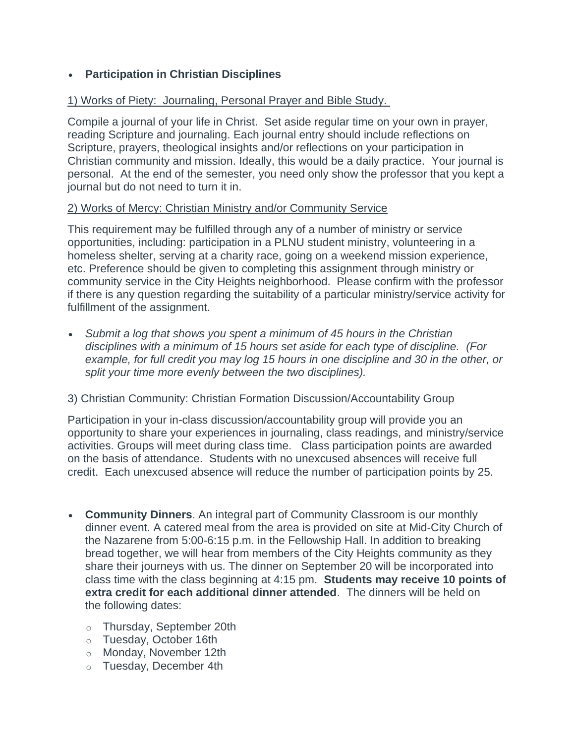- **Participation in Christian Disciplines**

<u>1) Works of Piety: Journaling, Personal Prayer and Bible Study.</u>

Compile a journal of your life in Christ. Set aside regular time on your own in prayer, reading Scripture and journaling. Each journal entry should include reflections on Scripture, prayers, theological insights and/or reflections on your participation in Christian community and mission. Ideally, this would be a daily practice. Your journal is personal. At the end of the semester, you need only show the professor that you kept a journal but do not need to turn it in.

<u>2) Works of Mercy: Christian Ministry and/or Community Service</u>

This requirement may be fulfilled through any of a number of ministry or service opportunities, including: participation in a PLNU student ministry, volunteering in a homeless shelter, serving at a charity race, going on a weekend mission experience, etc. Preference should be given to completing this assignment through ministry or community service in the City Heights neighborhood. Please confirm with the professor if there is any question regarding the suitability of a particular ministry/service activity for fulfillment of the assignment.

- *Submit a log that shows you spent a minimum of 45 hours in the Christian disciplines with a minimum of 15 hours set aside for each type of discipline. (For example, for full credit you may log 15 hours in one discipline and 30 in the other, or split your time more evenly between the two disciplines).*

<u>3) Christian Community: Christian Formation Discussion/Accountability Group</u>

Participation in your in-class discussion/accountability group will provide you an opportunity to share your experiences in journaling, class readings, and ministry/service activities. Groups will meet during class time. Class participation points are awarded on the basis of attendance. Students with no unexcused absences will receive full credit. Each unexcused absence will reduce the number of participation points by 25.

- **Community Dinners**. An integral part of Community Classroom is our monthly dinner event. A catered meal from the area is provided on site at Mid-City Church of the Nazarene from 5:00-6:15 p.m. in the Fellowship Hall. In addition to breaking bread together, we will hear from members of the City Heights community as they share their journeys with us. The dinner on September 20 will be incorporated into class time with the class beginning at 4:15 pm. **Students may receive 10 points of extra credit for each additional dinner attended**. The dinners will be held on the following dates:
  - Thursday, September 20th
  - Tuesday, October 16th
  - Monday, November 12th
  - Tuesday, December 4th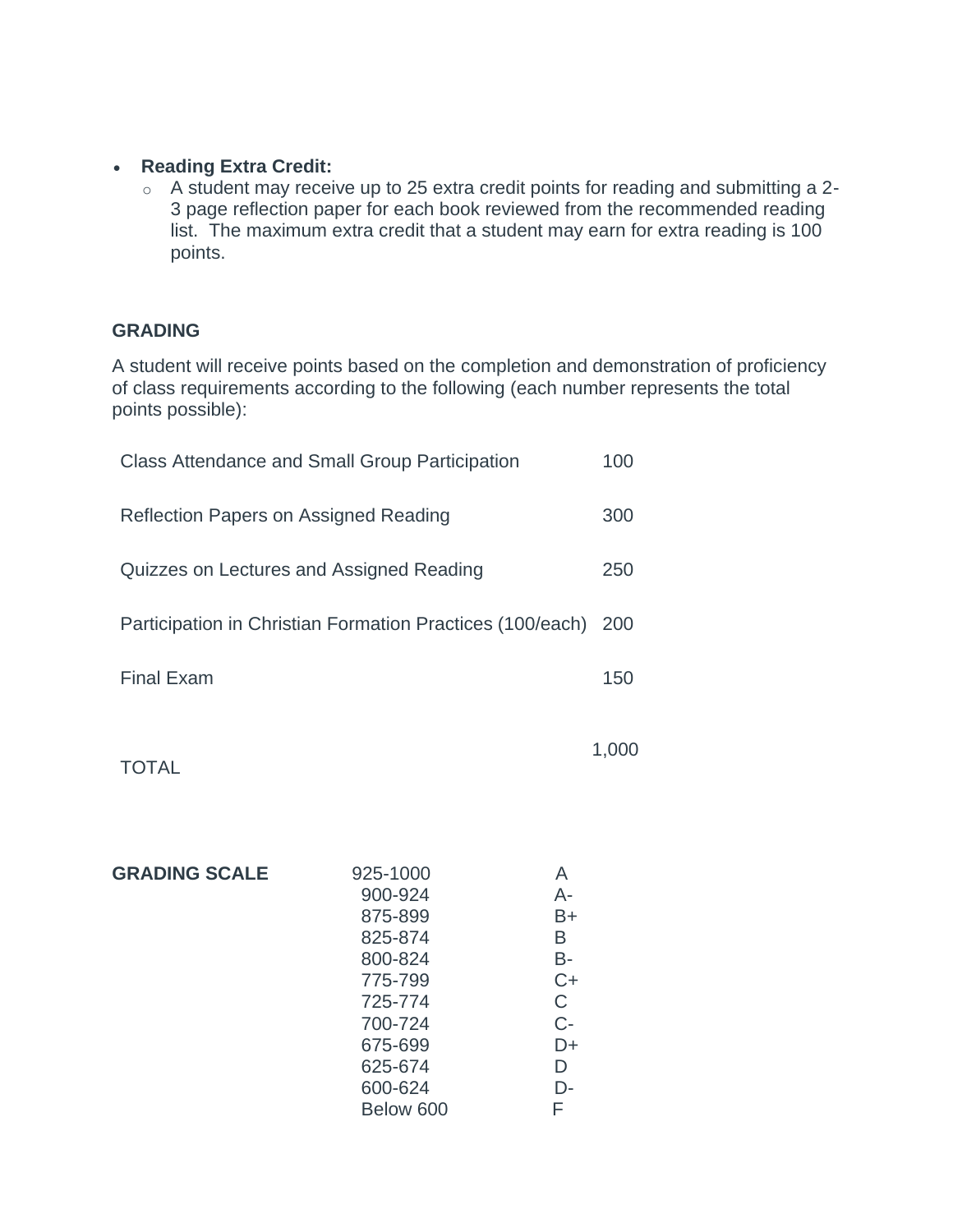- **Reading Extra Credit:**
  - A student may receive up to 25 extra credit points for reading and submitting a 2-3 page reflection paper for each book reviewed from the recommended reading list.  The maximum extra credit that a student may earn for extra reading is 100 points.

**GRADING**

A student will receive points based on the completion and demonstration of proficiency of class requirements according to the following (each number represents the total points possible):

| | |
|---|---|
| Class Attendance and Small Group Participation | 100 |
| Reflection Papers on Assigned Reading | 300 |
| Quizzes on Lectures and Assigned Reading | 250 |
| Participation in Christian Formation Practices (100/each) | 200 |
| Final Exam | 150 |
| TOTAL | 1,000 |

**GRADING SCALE**

| | |
|---|---|
| 925-1000 | A |
| 900-924 | A- |
| 875-899 | B+ |
| 825-874 | B |
| 800-824 | B- |
| 775-799 | C+ |
| 725-774 | C |
| 700-724 | C- |
| 675-699 | D+ |
| 625-674 | D |
| 600-624 | D- |
| Below 600 | F |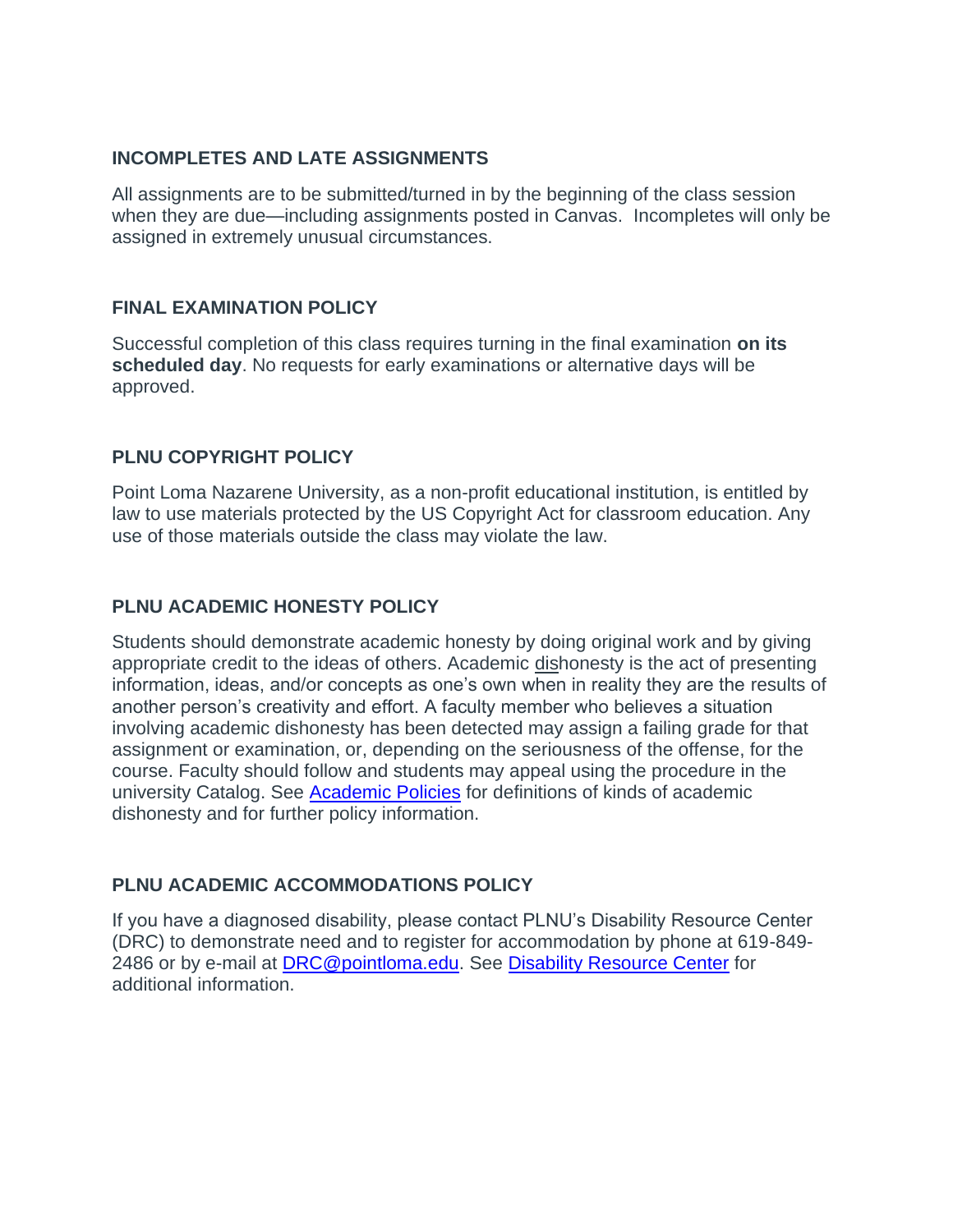### INCOMPLETES AND LATE ASSIGNMENTS

All assignments are to be submitted/turned in by the beginning of the class session when they are due—including assignments posted in Canvas. Incompletes will only be assigned in extremely unusual circumstances.

### FINAL EXAMINATION POLICY

Successful completion of this class requires turning in the final examination **on its scheduled day**. No requests for early examinations or alternative days will be approved.

### PLNU COPYRIGHT POLICY

Point Loma Nazarene University, as a non-profit educational institution, is entitled by law to use materials protected by the US Copyright Act for classroom education. Any use of those materials outside the class may violate the law.

### PLNU ACADEMIC HONESTY POLICY

Students should demonstrate academic honesty by doing original work and by giving appropriate credit to the ideas of others. Academic dishonesty is the act of presenting information, ideas, and/or concepts as one's own when in reality they are the results of another person's creativity and effort. A faculty member who believes a situation involving academic dishonesty has been detected may assign a failing grade for that assignment or examination, or, depending on the seriousness of the offense, for the course. Faculty should follow and students may appeal using the procedure in the university Catalog. See Academic Policies for definitions of kinds of academic dishonesty and for further policy information.

### PLNU ACADEMIC ACCOMMODATIONS POLICY

If you have a diagnosed disability, please contact PLNU's Disability Resource Center (DRC) to demonstrate need and to register for accommodation by phone at 619-849-2486 or by e-mail at DRC@pointloma.edu. See Disability Resource Center for additional information.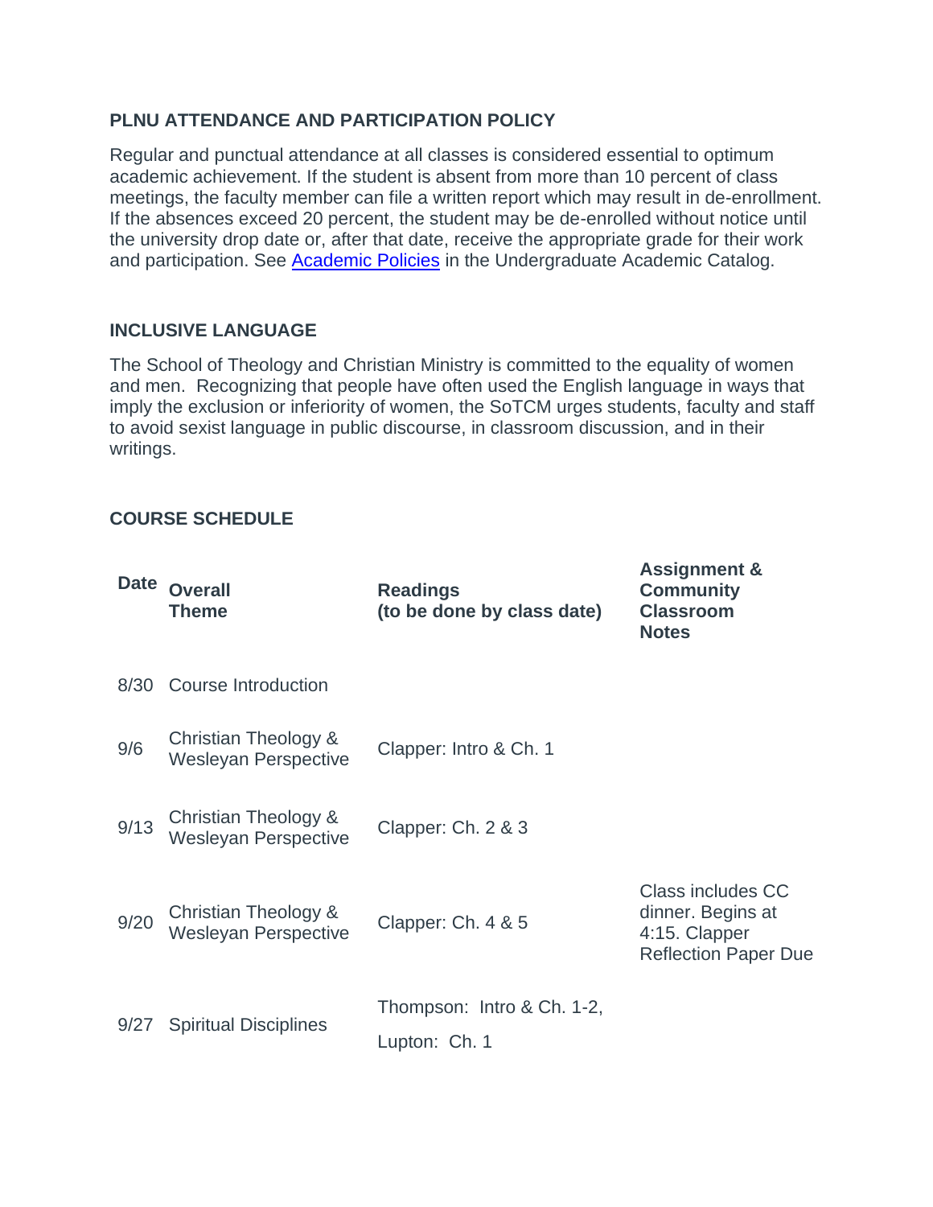### PLNU ATTENDANCE AND PARTICIPATION POLICY

Regular and punctual attendance at all classes is considered essential to optimum academic achievement. If the student is absent from more than 10 percent of class meetings, the faculty member can file a written report which may result in de-enrollment. If the absences exceed 20 percent, the student may be de-enrolled without notice until the university drop date or, after that date, receive the appropriate grade for their work and participation. See [Academic Policies] in the Undergraduate Academic Catalog.

### INCLUSIVE LANGUAGE

The School of Theology and Christian Ministry is committed to the equality of women and men. Recognizing that people have often used the English language in ways that imply the exclusion or inferiority of women, the SoTCM urges students, faculty and staff to avoid sexist language in public discourse, in classroom discussion, and in their writings.

### COURSE SCHEDULE

| Date | Overall Theme | Readings (to be done by class date) | Assignment & Community Classroom Notes |
|---|---|---|---|
| 8/30 | Course Introduction | | |
| 9/6 | Christian Theology & Wesleyan Perspective | Clapper: Intro & Ch. 1 | |
| 9/13 | Christian Theology & Wesleyan Perspective | Clapper: Ch. 2 & 3 | |
| 9/20 | Christian Theology & Wesleyan Perspective | Clapper: Ch. 4 & 5 | Class includes CC dinner. Begins at 4:15. Clapper Reflection Paper Due |
| 9/27 | Spiritual Disciplines | Thompson: Intro & Ch. 1-2, Lupton: Ch. 1 | |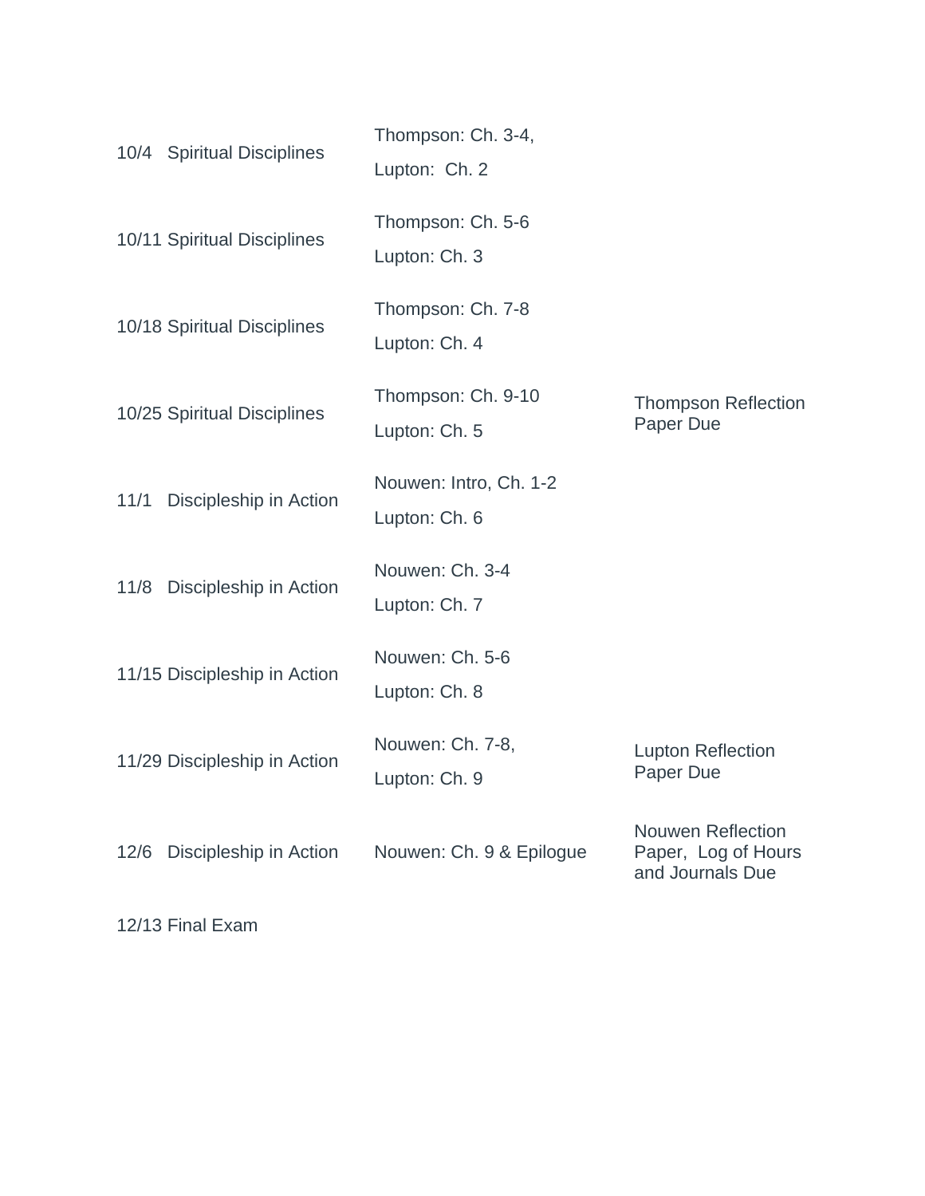| | | |
|---|---|---|
| 10/4 Spiritual Disciplines | Thompson: Ch. 3-4,<br>Lupton: Ch. 2 | |
| 10/11 Spiritual Disciplines | Thompson: Ch. 5-6<br>Lupton: Ch. 3 | |
| 10/18 Spiritual Disciplines | Thompson: Ch. 7-8<br>Lupton: Ch. 4 | |
| 10/25 Spiritual Disciplines | Thompson: Ch. 9-10<br>Lupton: Ch. 5 | Thompson Reflection Paper Due |
| 11/1 Discipleship in Action | Nouwen: Intro, Ch. 1-2<br>Lupton: Ch. 6 | |
| 11/8 Discipleship in Action | Nouwen: Ch. 3-4<br>Lupton: Ch. 7 | |
| 11/15 Discipleship in Action | Nouwen: Ch. 5-6<br>Lupton: Ch. 8 | |
| 11/29 Discipleship in Action | Nouwen: Ch. 7-8,<br>Lupton: Ch. 9 | Lupton Reflection Paper Due |
| 12/6 Discipleship in Action | Nouwen: Ch. 9 & Epilogue | Nouwen Reflection Paper, Log of Hours and Journals Due |
| 12/13 Final Exam | | |